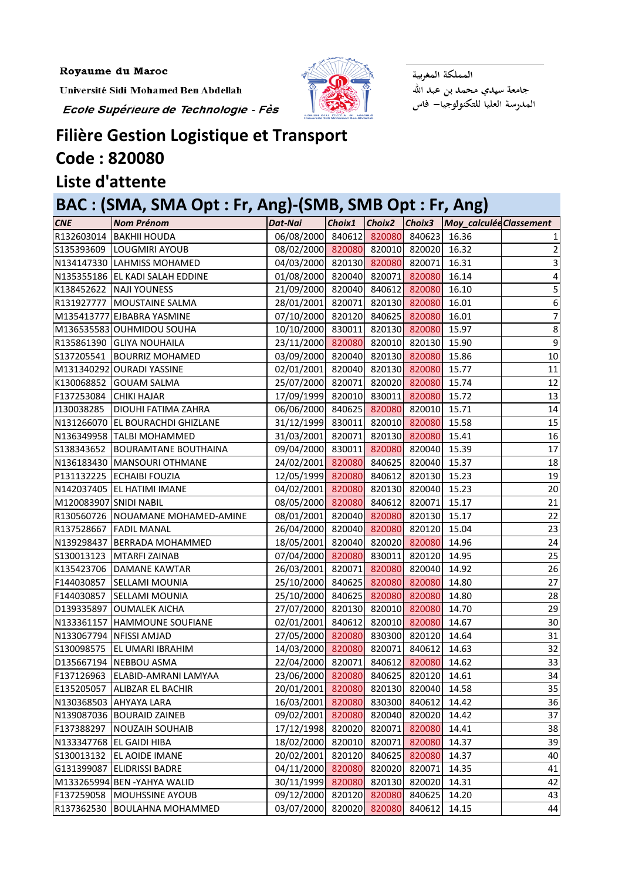Royaume du Maroc

Université Sidi Mohamed Ben Abdellah

*Ecole Supérieure de Technologie - Fès*

المملكة المغربية

جامعة سيدي محمد بن عبد الله

المدرسة العليا للتكنولوجيا– فاس

# Filière Gestion Logistique et Transport

# Code : 820080

# Liste d'attente

## BAC : (SMA, SMA Opt : Fr, Ang)-(SMB, SMB Opt : Fr, Ang)

| CNE | Nom Prénom | Dat-Nai | Choix1 | Choix2 | Choix3 | Moy_calculée | Classement |
|---|---|---|---|---|---|---|---|
| R132603014 | BAKHII HOUDA | 06/08/2000 | 840612 | 820080 | 840623 | 16.36 | 1 |
| S135393609 | LOUGMIRI AYOUB | 08/02/2000 | 820080 | 820010 | 820020 | 16.32 | 2 |
| N134147330 | LAHMISS MOHAMED | 04/03/2000 | 820130 | 820080 | 820071 | 16.31 | 3 |
| N135355186 | EL KADI SALAH EDDINE | 01/08/2000 | 820040 | 820071 | 820080 | 16.14 | 4 |
| K138452622 | NAJI YOUNESS | 21/09/2000 | 820040 | 840612 | 820080 | 16.10 | 5 |
| R131927777 | MOUSTAINE SALMA | 28/01/2001 | 820071 | 820130 | 820080 | 16.01 | 6 |
| M135413777 | EJBABRA YASMINE | 07/10/2000 | 820120 | 840625 | 820080 | 16.01 | 7 |
| M136535583 | OUHMIDOU SOUHA | 10/10/2000 | 830011 | 820130 | 820080 | 15.97 | 8 |
| R135861390 | GLIYA NOUHAILA | 23/11/2000 | 820080 | 820010 | 820130 | 15.90 | 9 |
| S137205541 | BOURRIZ MOHAMED | 03/09/2000 | 820040 | 820130 | 820080 | 15.86 | 10 |
| M131340292 | OURADI YASSINE | 02/01/2001 | 820040 | 820130 | 820080 | 15.77 | 11 |
| K130068852 | GOUAM SALMA | 25/07/2000 | 820071 | 820020 | 820080 | 15.74 | 12 |
| F137253084 | CHIKI HAJAR | 17/09/1999 | 820010 | 830011 | 820080 | 15.72 | 13 |
| J130038285 | DIOUHI FATIMA ZAHRA | 06/06/2000 | 840625 | 820080 | 820010 | 15.71 | 14 |
| N131266070 | EL BOURACHDI GHIZLANE | 31/12/1999 | 830011 | 820010 | 820080 | 15.58 | 15 |
| N136349958 | TALBI MOHAMMED | 31/03/2001 | 820071 | 820130 | 820080 | 15.41 | 16 |
| S138343652 | BOURAMTANE BOUTHAINA | 09/04/2000 | 830011 | 820080 | 820040 | 15.39 | 17 |
| N136183430 | MANSOURI OTHMANE | 24/02/2001 | 820080 | 840625 | 820040 | 15.37 | 18 |
| P131132225 | ECHAIBI FOUZIA | 12/05/1999 | 820080 | 840612 | 820130 | 15.23 | 19 |
| N142037405 | EL HATIMI IMANE | 04/02/2001 | 820080 | 820130 | 820040 | 15.23 | 20 |
| M120083907 | SNIDI NABIL | 08/05/2000 | 820080 | 840612 | 820071 | 15.17 | 21 |
| R130560726 | NOUAMANE MOHAMED-AMINE | 08/01/2001 | 820040 | 820080 | 820130 | 15.17 | 22 |
| R137528667 | FADIL MANAL | 26/04/2000 | 820040 | 820080 | 820120 | 15.04 | 23 |
| N139298437 | BERRADA MOHAMMED | 18/05/2001 | 820040 | 820020 | 820080 | 14.96 | 24 |
| S130013123 | MTARFI ZAINAB | 07/04/2000 | 820080 | 830011 | 820120 | 14.95 | 25 |
| K135423706 | DAMANE KAWTAR | 26/03/2001 | 820071 | 820080 | 820040 | 14.92 | 26 |
| F144030857 | SELLAMI MOUNIA | 25/10/2000 | 840625 | 820080 | 820080 | 14.80 | 27 |
| F144030857 | SELLAMI MOUNIA | 25/10/2000 | 840625 | 820080 | 820080 | 14.80 | 28 |
| D139335897 | OUMALEK AICHA | 27/07/2000 | 820130 | 820010 | 820080 | 14.70 | 29 |
| N133361157 | HAMMOUNE SOUFIANE | 02/01/2001 | 840612 | 820010 | 820080 | 14.67 | 30 |
| N133067794 | NFISSI AMJAD | 27/05/2000 | 820080 | 830300 | 820120 | 14.64 | 31 |
| S130098575 | EL UMARI IBRAHIM | 14/03/2000 | 820080 | 820071 | 840612 | 14.63 | 32 |
| D135667194 | NEBBOU ASMA | 22/04/2000 | 820071 | 840612 | 820080 | 14.62 | 33 |
| F137126963 | ELABID-AMRANI LAMYAA | 23/06/2000 | 820080 | 840625 | 820120 | 14.61 | 34 |
| E135205057 | ALIBZAR EL BACHIR | 20/01/2001 | 820080 | 820130 | 820040 | 14.58 | 35 |
| N130368503 | AHYAYA LARA | 16/03/2001 | 820080 | 830300 | 840612 | 14.42 | 36 |
| N139087036 | BOURAID ZAINEB | 09/02/2001 | 820080 | 820040 | 820020 | 14.42 | 37 |
| F137388297 | NOUZAIH SOUHAIB | 17/12/1998 | 820020 | 820071 | 820080 | 14.41 | 38 |
| N133347768 | EL GAIDI HIBA | 18/02/2000 | 820010 | 820071 | 820080 | 14.37 | 39 |
| S130013132 | EL AOIDE IMANE | 20/02/2001 | 820120 | 840625 | 820080 | 14.37 | 40 |
| G131399087 | ELIDRISSI BADRE | 04/11/2000 | 820080 | 820020 | 820071 | 14.35 | 41 |
| M133265994 | BEN -YAHYA WALID | 30/11/1999 | 820080 | 820130 | 820020 | 14.31 | 42 |
| F137259058 | MOUHSSINE AYOUB | 09/12/2000 | 820120 | 820080 | 840625 | 14.20 | 43 |
| R137362530 | BOULAHNA MOHAMMED | 03/07/2000 | 820020 | 820080 | 840612 | 14.15 | 44 |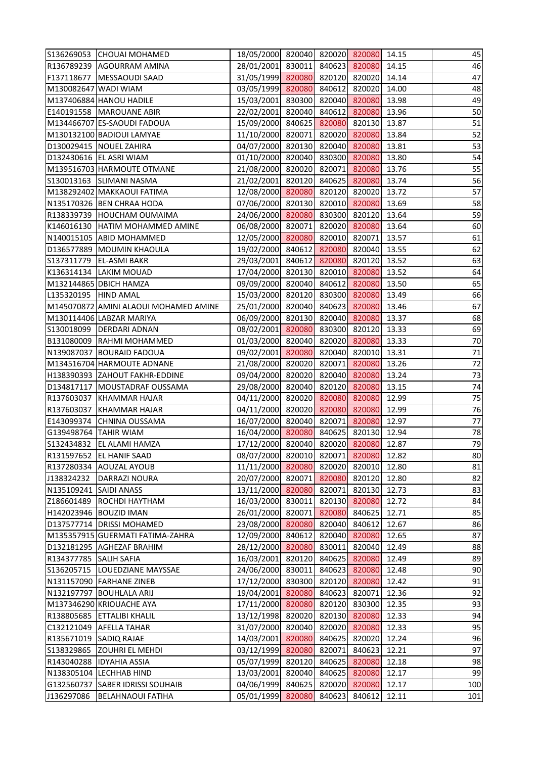| | | | | | | | |
|---|---|---|---|---|---|---|---|
| S136269053 | CHOUAI MOHAMED | 18/05/2000 | 820040 | 820020 | 820080 | 14.15 | 45 |
| R136789239 | AGOURRAM AMINA | 28/01/2001 | 830011 | 840623 | 820080 | 14.15 | 46 |
| F137118677 | MESSAOUDI SAAD | 31/05/1999 | 820080 | 820120 | 820020 | 14.14 | 47 |
| M130082647 | WADI WIAM | 03/05/1999 | 820080 | 840612 | 820020 | 14.00 | 48 |
| M137406884 | HANOU HADILE | 15/03/2001 | 830300 | 820040 | 820080 | 13.98 | 49 |
| E140191558 | MAROUANE ABIR | 22/02/2001 | 820040 | 840612 | 820080 | 13.96 | 50 |
| M134466707 | ES-SAOUDI FADOUA | 15/09/2000 | 840625 | 820080 | 820130 | 13.87 | 51 |
| M130132100 | BADIOUI LAMYAE | 11/10/2000 | 820071 | 820020 | 820080 | 13.84 | 52 |
| D130029415 | NOUEL ZAHIRA | 04/07/2000 | 820130 | 820040 | 820080 | 13.81 | 53 |
| D132430616 | EL ASRI WIAM | 01/10/2000 | 820040 | 830300 | 820080 | 13.80 | 54 |
| M139516703 | HARMOUTE OTMANE | 21/08/2000 | 820020 | 820071 | 820080 | 13.76 | 55 |
| S130013163 | SLIMANI NASMA | 21/02/2001 | 820120 | 840625 | 820080 | 13.74 | 56 |
| M138292402 | MAKKAOUI FATIMA | 12/08/2000 | 820080 | 820120 | 820020 | 13.72 | 57 |
| N135170326 | BEN CHRAA HODA | 07/06/2000 | 820130 | 820010 | 820080 | 13.69 | 58 |
| R138339739 | HOUCHAM OUMAIMA | 24/06/2000 | 820080 | 830300 | 820120 | 13.64 | 59 |
| K146016130 | HATIM MOHAMMED AMINE | 06/08/2000 | 820071 | 820020 | 820080 | 13.64 | 60 |
| N140015105 | ABID MOHAMMED | 12/05/2000 | 820080 | 820010 | 820071 | 13.57 | 61 |
| D136577889 | MOUMIN KHAOULA | 19/02/2000 | 840612 | 820080 | 820040 | 13.55 | 62 |
| S137311779 | EL-ASMI BAKR | 29/03/2001 | 840612 | 820080 | 820120 | 13.52 | 63 |
| K136314134 | LAKIM MOUAD | 17/04/2000 | 820130 | 820010 | 820080 | 13.52 | 64 |
| M132144865 | DBICH HAMZA | 09/09/2000 | 820040 | 840612 | 820080 | 13.50 | 65 |
| L135320195 | HIND AMAL | 15/03/2000 | 820120 | 830300 | 820080 | 13.49 | 66 |
| M145070872 | AMINI ALAOUI MOHAMED AMINE | 25/01/2000 | 820040 | 840623 | 820080 | 13.46 | 67 |
| M130114406 | LABZAR MARIYA | 06/09/2000 | 820130 | 820040 | 820080 | 13.37 | 68 |
| S130018099 | DERDARI ADNAN | 08/02/2001 | 820080 | 830300 | 820120 | 13.33 | 69 |
| B131080009 | RAHMI MOHAMMED | 01/03/2000 | 820040 | 820020 | 820080 | 13.33 | 70 |
| N139087037 | BOURAID FADOUA | 09/02/2001 | 820080 | 820040 | 820010 | 13.31 | 71 |
| M134516704 | HARMOUTE ADNANE | 21/08/2000 | 820020 | 820071 | 820080 | 13.26 | 72 |
| H138390393 | ZAHOUT FAKHR-EDDINE | 09/04/2000 | 820020 | 820040 | 820080 | 13.24 | 73 |
| D134817117 | MOUSTADRAF OUSSAMA | 29/08/2000 | 820040 | 820120 | 820080 | 13.15 | 74 |
| R137603037 | KHAMMAR HAJAR | 04/11/2000 | 820020 | 820080 | 820080 | 12.99 | 75 |
| R137603037 | KHAMMAR HAJAR | 04/11/2000 | 820020 | 820080 | 820080 | 12.99 | 76 |
| E143099374 | CHNINA OUSSAMA | 16/07/2000 | 820040 | 820071 | 820080 | 12.97 | 77 |
| G139498764 | TAHIR WIAM | 16/04/2000 | 820080 | 840625 | 820130 | 12.94 | 78 |
| S132434832 | EL ALAMI HAMZA | 17/12/2000 | 820040 | 820020 | 820080 | 12.87 | 79 |
| R131597652 | EL HANIF SAAD | 08/07/2000 | 820010 | 820071 | 820080 | 12.82 | 80 |
| R137280334 | AOUZAL AYOUB | 11/11/2000 | 820080 | 820020 | 820010 | 12.80 | 81 |
| J138324232 | DARRAZI NOURA | 20/07/2000 | 820071 | 820080 | 820120 | 12.80 | 82 |
| N135109241 | SAIDI ANASS | 13/11/2000 | 820080 | 820071 | 820130 | 12.73 | 83 |
| Z186601489 | ROCHDI HAYTHAM | 16/03/2000 | 830011 | 820130 | 820080 | 12.72 | 84 |
| H142023946 | BOUZID IMAN | 26/01/2000 | 820071 | 820080 | 840625 | 12.71 | 85 |
| D137577714 | DRISSI MOHAMED | 23/08/2000 | 820080 | 820040 | 840612 | 12.67 | 86 |
| M135357915 | GUERMATI FATIMA-ZAHRA | 12/09/2000 | 840612 | 820040 | 820080 | 12.65 | 87 |
| D132181295 | AGHEZAF BRAHIM | 28/12/2000 | 820080 | 830011 | 820040 | 12.49 | 88 |
| R134377785 | SALIH SAFIA | 16/03/2001 | 820120 | 840625 | 820080 | 12.49 | 89 |
| S136205715 | LOUEDZIANE MAYSSAE | 24/06/2000 | 830011 | 840623 | 820080 | 12.48 | 90 |
| N131157090 | FARHANE ZINEB | 17/12/2000 | 830300 | 820120 | 820080 | 12.42 | 91 |
| N132197797 | BOUHLALA ARIJ | 19/04/2001 | 820080 | 840623 | 820071 | 12.36 | 92 |
| M137346290 | KRIOUACHE AYA | 17/11/2000 | 820080 | 820120 | 830300 | 12.35 | 93 |
| R138805685 | ETTALIBI KHALIL | 13/12/1998 | 820020 | 820130 | 820080 | 12.33 | 94 |
| C132121049 | AFELLA TAHAR | 31/07/2000 | 820040 | 820020 | 820080 | 12.33 | 95 |
| R135671019 | SADIQ RAJAE | 14/03/2001 | 820080 | 840625 | 820020 | 12.24 | 96 |
| S138329865 | ZOUHRI EL MEHDI | 03/12/1999 | 820080 | 820071 | 840623 | 12.21 | 97 |
| R143040288 | IDYAHIA ASSIA | 05/07/1999 | 820120 | 840625 | 820080 | 12.18 | 98 |
| N138305104 | LECHHAB HIND | 13/03/2001 | 820040 | 840625 | 820080 | 12.17 | 99 |
| G132560737 | SABER IDRISSI SOUHAIB | 04/06/1999 | 840625 | 820020 | 820080 | 12.17 | 100 |
| J136297086 | BELAHNAOUI FATIHA | 05/01/1999 | 820080 | 840623 | 840612 | 12.11 | 101 |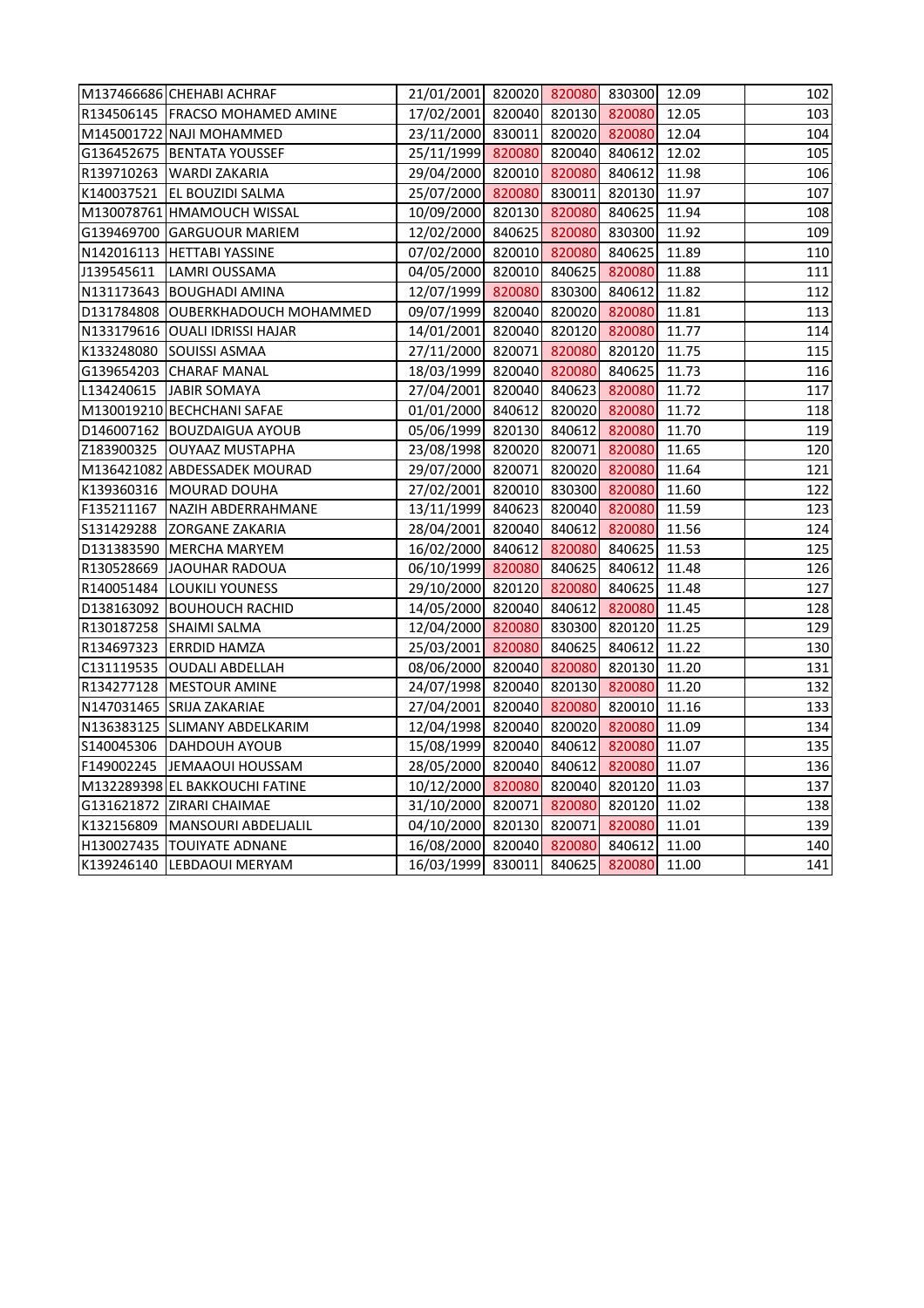| | | | | | | | |
|---|---|---|---|---|---|---|---|
| M137466686 | CHEHABI ACHRAF | 21/01/2001 | 820020 | 820080 | 830300 | 12.09 | 102 |
| R134506145 | FRACSO MOHAMED AMINE | 17/02/2001 | 820040 | 820130 | 820080 | 12.05 | 103 |
| M145001722 | NAJI MOHAMMED | 23/11/2000 | 830011 | 820020 | 820080 | 12.04 | 104 |
| G136452675 | BENTATA YOUSSEF | 25/11/1999 | 820080 | 820040 | 840612 | 12.02 | 105 |
| R139710263 | WARDI ZAKARIA | 29/04/2000 | 820010 | 820080 | 840612 | 11.98 | 106 |
| K140037521 | EL BOUZIDI SALMA | 25/07/2000 | 820080 | 830011 | 820130 | 11.97 | 107 |
| M130078761 | HMAMOUCH WISSAL | 10/09/2000 | 820130 | 820080 | 840625 | 11.94 | 108 |
| G139469700 | GARGUOUR MARIEM | 12/02/2000 | 840625 | 820080 | 830300 | 11.92 | 109 |
| N142016113 | HETTABI YASSINE | 07/02/2000 | 820010 | 820080 | 840625 | 11.89 | 110 |
| J139545611 | LAMRI OUSSAMA | 04/05/2000 | 820010 | 840625 | 820080 | 11.88 | 111 |
| N131173643 | BOUGHADI AMINA | 12/07/1999 | 820080 | 830300 | 840612 | 11.82 | 112 |
| D131784808 | OUBERKHADOUCH MOHAMMED | 09/07/1999 | 820040 | 820020 | 820080 | 11.81 | 113 |
| N133179616 | OUALI IDRISSI HAJAR | 14/01/2001 | 820040 | 820120 | 820080 | 11.77 | 114 |
| K133248080 | SOUISSI ASMAA | 27/11/2000 | 820071 | 820080 | 820120 | 11.75 | 115 |
| G139654203 | CHARAF MANAL | 18/03/1999 | 820040 | 820080 | 840625 | 11.73 | 116 |
| L134240615 | JABIR SOMAYA | 27/04/2001 | 820040 | 840623 | 820080 | 11.72 | 117 |
| M130019210 | BECHCHANI SAFAE | 01/01/2000 | 840612 | 820020 | 820080 | 11.72 | 118 |
| D146007162 | BOUZDAIGUA AYOUB | 05/06/1999 | 820130 | 840612 | 820080 | 11.70 | 119 |
| Z183900325 | OUYAAZ MUSTAPHA | 23/08/1998 | 820020 | 820071 | 820080 | 11.65 | 120 |
| M136421082 | ABDESSADEK MOURAD | 29/07/2000 | 820071 | 820020 | 820080 | 11.64 | 121 |
| K139360316 | MOURAD DOUHA | 27/02/2001 | 820010 | 830300 | 820080 | 11.60 | 122 |
| F135211167 | NAZIH ABDERRAHMANE | 13/11/1999 | 840623 | 820040 | 820080 | 11.59 | 123 |
| S131429288 | ZORGANE ZAKARIA | 28/04/2001 | 820040 | 840612 | 820080 | 11.56 | 124 |
| D131383590 | MERCHA MARYEM | 16/02/2000 | 840612 | 820080 | 840625 | 11.53 | 125 |
| R130528669 | JAOUHAR RADOUA | 06/10/1999 | 820080 | 840625 | 840612 | 11.48 | 126 |
| R140051484 | LOUKILI YOUNESS | 29/10/2000 | 820120 | 820080 | 840625 | 11.48 | 127 |
| D138163092 | BOUHOUCH RACHID | 14/05/2000 | 820040 | 840612 | 820080 | 11.45 | 128 |
| R130187258 | SHAIMI SALMA | 12/04/2000 | 820080 | 830300 | 820120 | 11.25 | 129 |
| R134697323 | ERRDID HAMZA | 25/03/2001 | 820080 | 840625 | 840612 | 11.22 | 130 |
| C131119535 | OUDALI ABDELLAH | 08/06/2000 | 820040 | 820080 | 820130 | 11.20 | 131 |
| R134277128 | MESTOUR AMINE | 24/07/1998 | 820040 | 820130 | 820080 | 11.20 | 132 |
| N147031465 | SRIJA ZAKARIAE | 27/04/2001 | 820040 | 820080 | 820010 | 11.16 | 133 |
| N136383125 | SLIMANY ABDELKARIM | 12/04/1998 | 820040 | 820020 | 820080 | 11.09 | 134 |
| S140045306 | DAHDOUH AYOUB | 15/08/1999 | 820040 | 840612 | 820080 | 11.07 | 135 |
| F149002245 | JEMAAOUI HOUSSAM | 28/05/2000 | 820040 | 840612 | 820080 | 11.07 | 136 |
| M132289398 | EL BAKKOUCHI FATINE | 10/12/2000 | 820080 | 820040 | 820120 | 11.03 | 137 |
| G131621872 | ZIRARI CHAIMAE | 31/10/2000 | 820071 | 820080 | 820120 | 11.02 | 138 |
| K132156809 | MANSOURI ABDELJALIL | 04/10/2000 | 820130 | 820071 | 820080 | 11.01 | 139 |
| H130027435 | TOUIYATE ADNANE | 16/08/2000 | 820040 | 820080 | 840612 | 11.00 | 140 |
| K139246140 | LEBDAOUI MERYAM | 16/03/1999 | 830011 | 840625 | 820080 | 11.00 | 141 |